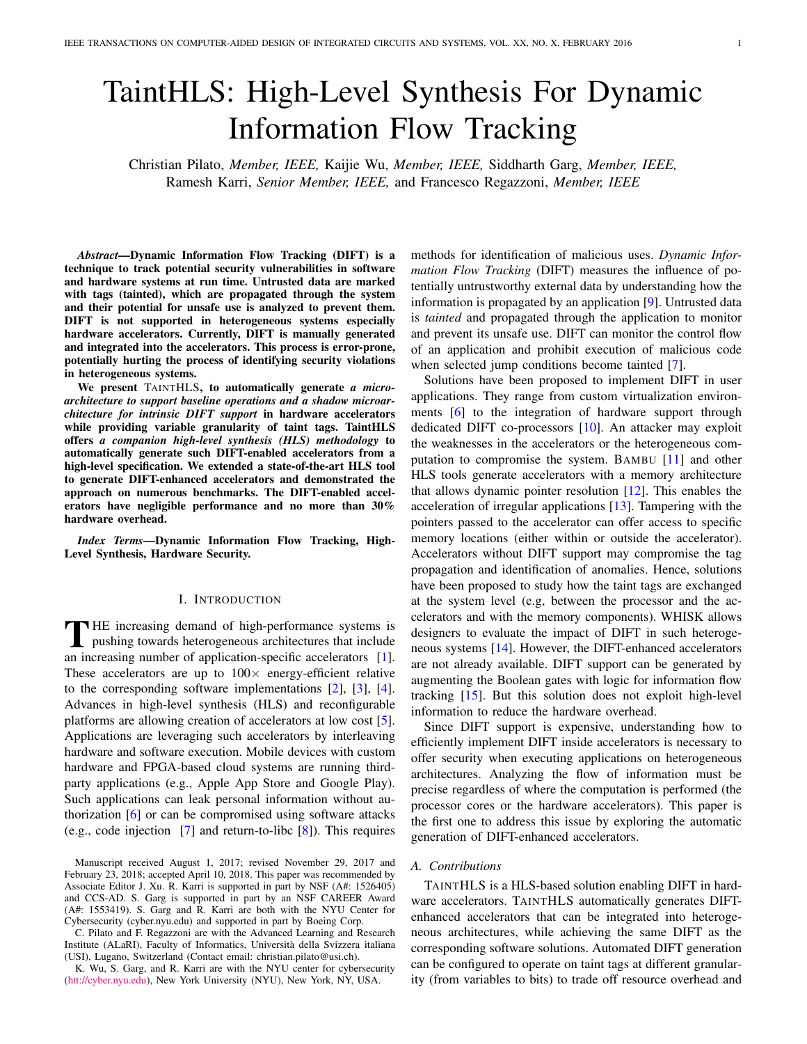# TaintHLS: High-Level Synthesis For Dynamic Information Flow Tracking

Christian Pilato, *Member, IEEE,* Kaijie Wu, *Member, IEEE,* Siddharth Garg, *Member, IEEE,* Ramesh Karri, *Senior Member, IEEE,* and Francesco Regazzoni, *Member, IEEE*

***Abstract*—Dynamic Information Flow Tracking (DIFT) is a technique to track potential security vulnerabilities in software and hardware systems at run time. Untrusted data are marked with tags (tainted), which are propagated through the system and their potential for unsafe use is analyzed to prevent them. DIFT is not supported in heterogeneous systems especially hardware accelerators. Currently, DIFT is manually generated and integrated into the accelerators. This process is error-prone, potentially hurting the process of identifying security violations in heterogeneous systems.**

**We present TAINTHLS, to automatically generate *a microarchitecture to support baseline operations and a shadow microarchitecture for intrinsic DIFT support* in hardware accelerators while providing variable granularity of taint tags. TaintHLS offers *a companion high-level synthesis (HLS) methodology* to automatically generate such DIFT-enabled accelerators from a high-level specification. We extended a state-of-the-art HLS tool to generate DIFT-enhanced accelerators and demonstrated the approach on numerous benchmarks. The DIFT-enabled accelerators have negligible performance and no more than 30% hardware overhead.**

***Index Terms*—Dynamic Information Flow Tracking, High-Level Synthesis, Hardware Security.**

## I. INTRODUCTION

THE increasing demand of high-performance systems is pushing towards heterogeneous architectures that include an increasing number of application-specific accelerators [1]. These accelerators are up to 100× energy-efficient relative to the corresponding software implementations [2], [3], [4]. Advances in high-level synthesis (HLS) and reconfigurable platforms are allowing creation of accelerators at low cost [5]. Applications are leveraging such accelerators by interleaving hardware and software execution. Mobile devices with custom hardware and FPGA-based cloud systems are running third-party applications (e.g., Apple App Store and Google Play). Such applications can leak personal information without authorization [6] or can be compromised using software attacks (e.g., code injection [7] and return-to-libc [8]). This requires methods for identification of malicious uses. *Dynamic Information Flow Tracking* (DIFT) measures the influence of potentially untrustworthy external data by understanding how the information is propagated by an application [9]. Untrusted data is *tainted* and propagated through the application to monitor and prevent its unsafe use. DIFT can monitor the control flow of an application and prohibit execution of malicious code when selected jump conditions become tainted [7].

Solutions have been proposed to implement DIFT in user applications. They range from custom virtualization environments [6] to the integration of hardware support through dedicated DIFT co-processors [10]. An attacker may exploit the weaknesses in the accelerators or the heterogeneous computation to compromise the system. BAMBU [11] and other HLS tools generate accelerators with a memory architecture that allows dynamic pointer resolution [12]. This enables the acceleration of irregular applications [13]. Tampering with the pointers passed to the accelerator can offer access to specific memory locations (either within or outside the accelerator). Accelerators without DIFT support may compromise the tag propagation and identification of anomalies. Hence, solutions have been proposed to study how the taint tags are exchanged at the system level (e.g, between the processor and the accelerators and with the memory components). WHISK allows designers to evaluate the impact of DIFT in such heterogeneous systems [14]. However, the DIFT-enhanced accelerators are not already available. DIFT support can be generated by augmenting the Boolean gates with logic for information flow tracking [15]. But this solution does not exploit high-level information to reduce the hardware overhead.

Since DIFT support is expensive, understanding how to efficiently implement DIFT inside accelerators is necessary to offer security when executing applications on heterogeneous architectures. Analyzing the flow of information must be precise regardless of where the computation is performed (the processor cores or the hardware accelerators). This paper is the first one to address this issue by exploring the automatic generation of DIFT-enhanced accelerators.

### A. Contributions

TAINTHLS is a HLS-based solution enabling DIFT in hardware accelerators. TAINTHLS automatically generates DIFT-enhanced accelerators that can be integrated into heterogeneous architectures, while achieving the same DIFT as the corresponding software solutions. Automated DIFT generation can be configured to operate on taint tags at different granularity (from variables to bits) to trade off resource overhead and

Manuscript received August 1, 2017; revised November 29, 2017 and February 23, 2018; accepted April 10, 2018. This paper was recommended by Associate Editor J. Xu. R. Karri is supported in part by NSF (A#: 1526405) and CCS-AD. S. Garg is supported in part by an NSF CAREER Award (A#: 1553419). S. Garg and R. Karri are both with the NYU Center for Cybersecurity (cyber.nyu.edu) and supported in part by Boeing Corp.

C. Pilato and F. Regazzoni are with the Advanced Learning and Research Institute (ALaRI), Faculty of Informatics, Università della Svizzera italiana (USI), Lugano, Switzerland (Contact email: christian.pilato@usi.ch).

K. Wu, S. Garg, and R. Karri are with the NYU center for cybersecurity (htt://cyber.nyu.edu), New York University (NYU), New York, NY, USA.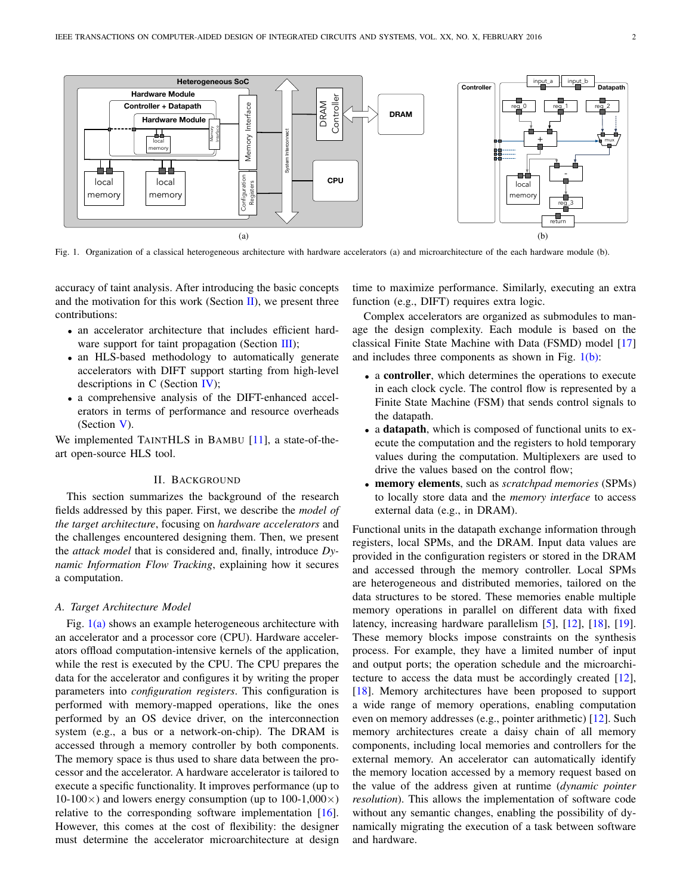Fig. 1. Organization of a classical heterogeneous architecture with hardware accelerators (a) and microarchitecture of the each hardware module (b).

accuracy of taint analysis. After introducing the basic concepts and the motivation for this work (Section II), we present three contributions:

- an accelerator architecture that includes efficient hardware support for taint propagation (Section III);
- an HLS-based methodology to automatically generate accelerators with DIFT support starting from high-level descriptions in C (Section IV);
- a comprehensive analysis of the DIFT-enhanced accelerators in terms of performance and resource overheads (Section V).

We implemented TAINTHLS in BAMBU [11], a state-of-the-art open-source HLS tool.

## II. Background

This section summarizes the background of the research fields addressed by this paper. First, we describe the *model of the target architecture*, focusing on *hardware accelerators* and the challenges encountered designing them. Then, we present the *attack model* that is considered and, finally, introduce *Dynamic Information Flow Tracking*, explaining how it secures a computation.

### A. Target Architecture Model

Fig. 1(a) shows an example heterogeneous architecture with an accelerator and a processor core (CPU). Hardware accelerators offload computation-intensive kernels of the application, while the rest is executed by the CPU. The CPU prepares the data for the accelerator and configures it by writing the proper parameters into *configuration registers*. This configuration is performed with memory-mapped operations, like the ones performed by an OS device driver, on the interconnection system (e.g., a bus or a network-on-chip). The DRAM is accessed through a memory controller by both components. The memory space is thus used to share data between the processor and the accelerator. A hardware accelerator is tailored to execute a specific functionality. It improves performance (up to 10-100×) and lowers energy consumption (up to 100-1,000×) relative to the corresponding software implementation [16]. However, this comes at the cost of flexibility: the designer must determine the accelerator microarchitecture at design time to maximize performance. Similarly, executing an extra function (e.g., DIFT) requires extra logic.

Complex accelerators are organized as submodules to manage the design complexity. Each module is based on the classical Finite State Machine with Data (FSMD) model [17] and includes three components as shown in Fig. 1(b):

- a **controller**, which determines the operations to execute in each clock cycle. The control flow is represented by a Finite State Machine (FSM) that sends control signals to the datapath.
- a **datapath**, which is composed of functional units to execute the computation and the registers to hold temporary values during the computation. Multiplexers are used to drive the values based on the control flow;
- **memory elements**, such as *scratchpad memories* (SPMs) to locally store data and the *memory interface* to access external data (e.g., in DRAM).

Functional units in the datapath exchange information through registers, local SPMs, and the DRAM. Input data values are provided in the configuration registers or stored in the DRAM and accessed through the memory controller. Local SPMs are heterogeneous and distributed memories, tailored on the data structures to be stored. These memories enable multiple memory operations in parallel on different data with fixed latency, increasing hardware parallelism [5], [12], [18], [19]. These memory blocks impose constraints on the synthesis process. For example, they have a limited number of input and output ports; the operation schedule and the microarchitecture to access the data must be accordingly created [12], [18]. Memory architectures have been proposed to support a wide range of memory operations, enabling computation even on memory addresses (e.g., pointer arithmetic) [12]. Such memory architectures create a daisy chain of all memory components, including local memories and controllers for the external memory. An accelerator can automatically identify the memory location accessed by a memory request based on the value of the address given at runtime (*dynamic pointer resolution*). This allows the implementation of software code without any semantic changes, enabling the possibility of dynamically migrating the execution of a task between software and hardware.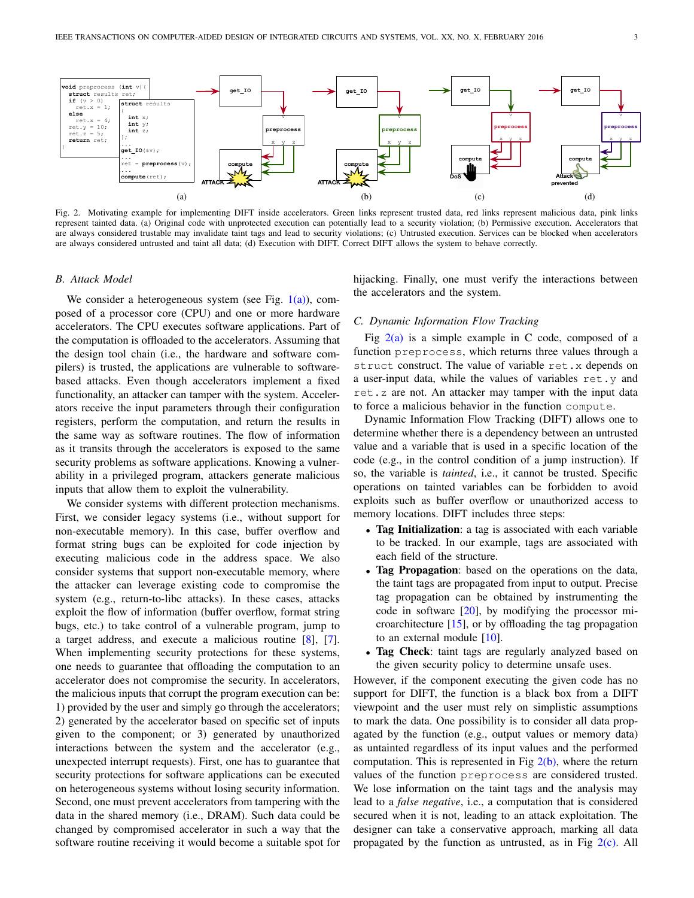```
void preprocess (int v){
  struct results ret;
  if (v > 0)
    ret.x = 1;
  else
    ret.x = 4;
  ret.y = 10;
  ret.z = 5;
  return ret;
}
```

```
struct results
{
  int x;
  int y;
  int z;
};
...
get_IO(&v);
...
ret = preprocess(v);
...
compute(ret);
```

Fig. 2. Motivating example for implementing DIFT inside accelerators. Green links represent trusted data, red links represent malicious data, pink links represent tainted data. (a) Original code with unprotected execution can potentially lead to a security violation; (b) Permissive execution. Accelerators that are always considered trustable may invalidate taint tags and lead to security violations; (c) Untrusted execution. Services can be blocked when accelerators are always considered untrusted and taint all data; (d) Execution with DIFT. Correct DIFT allows the system to behave correctly.

### B. Attack Model

We consider a heterogeneous system (see Fig. 1(a)), composed of a processor core (CPU) and one or more hardware accelerators. The CPU executes software applications. Part of the computation is offloaded to the accelerators. Assuming that the design tool chain (i.e., the hardware and software compilers) is trusted, the applications are vulnerable to software-based attacks. Even though accelerators implement a fixed functionality, an attacker can tamper with the system. Accelerators receive the input parameters through their configuration registers, perform the computation, and return the results in the same way as software routines. The flow of information as it transits through the accelerators is exposed to the same security problems as software applications. Knowing a vulnerability in a privileged program, attackers generate malicious inputs that allow them to exploit the vulnerability.

We consider systems with different protection mechanisms. First, we consider legacy systems (i.e., without support for non-executable memory). In this case, buffer overflow and format string bugs can be exploited for code injection by executing malicious code in the address space. We also consider systems that support non-executable memory, where the attacker can leverage existing code to compromise the system (e.g., return-to-libc attacks). In these cases, attacks exploit the flow of information (buffer overflow, format string bugs, etc.) to take control of a vulnerable program, jump to a target address, and execute a malicious routine [8], [7]. When implementing security protections for these systems, one needs to guarantee that offloading the computation to an accelerator does not compromise the security. In accelerators, the malicious inputs that corrupt the program execution can be: 1) provided by the user and simply go through the accelerators; 2) generated by the accelerator based on specific set of inputs given to the component; or 3) generated by unauthorized interactions between the system and the accelerator (e.g., unexpected interrupt requests). First, one has to guarantee that security protections for software applications can be executed on heterogeneous systems without losing security information. Second, one must prevent accelerators from tampering with the data in the shared memory (i.e., DRAM). Such data could be changed by compromised accelerator in such a way that the software routine receiving it would become a suitable spot for hijacking. Finally, one must verify the interactions between the accelerators and the system.

### C. Dynamic Information Flow Tracking

Fig 2(a) is a simple example in C code, composed of a function `preprocess`, which returns three values through a `struct` construct. The value of variable `ret.x` depends on a user-input data, while the values of variables `ret.y` and `ret.z` are not. An attacker may tamper with the input data to force a malicious behavior in the function `compute`.

Dynamic Information Flow Tracking (DIFT) allows one to determine whether there is a dependency between an untrusted value and a variable that is used in a specific location of the code (e.g., in the control condition of a jump instruction). If so, the variable is *tainted*, i.e., it cannot be trusted. Specific operations on tainted variables can be forbidden to avoid exploits such as buffer overflow or unauthorized access to memory locations. DIFT includes three steps:

- **Tag Initialization**: a tag is associated with each variable to be tracked. In our example, tags are associated with each field of the structure.
- **Tag Propagation**: based on the operations on the data, the taint tags are propagated from input to output. Precise tag propagation can be obtained by instrumenting the code in software [20], by modifying the processor microarchitecture [15], or by offloading the tag propagation to an external module [10].
- **Tag Check**: taint tags are regularly analyzed based on the given security policy to determine unsafe uses.

However, if the component executing the given code has no support for DIFT, the function is a black box from a DIFT viewpoint and the user must rely on simplistic assumptions to mark the data. One possibility is to consider all data propagated by the function (e.g., output values or memory data) as untainted regardless of its input values and the performed computation. This is represented in Fig 2(b), where the return values of the function `preprocess` are considered trusted. We lose information on the taint tags and the analysis may lead to a *false negative*, i.e., a computation that is considered secured when it is not, leading to an attack exploitation. The designer can take a conservative approach, marking all data propagated by the function as untrusted, as in Fig 2(c). All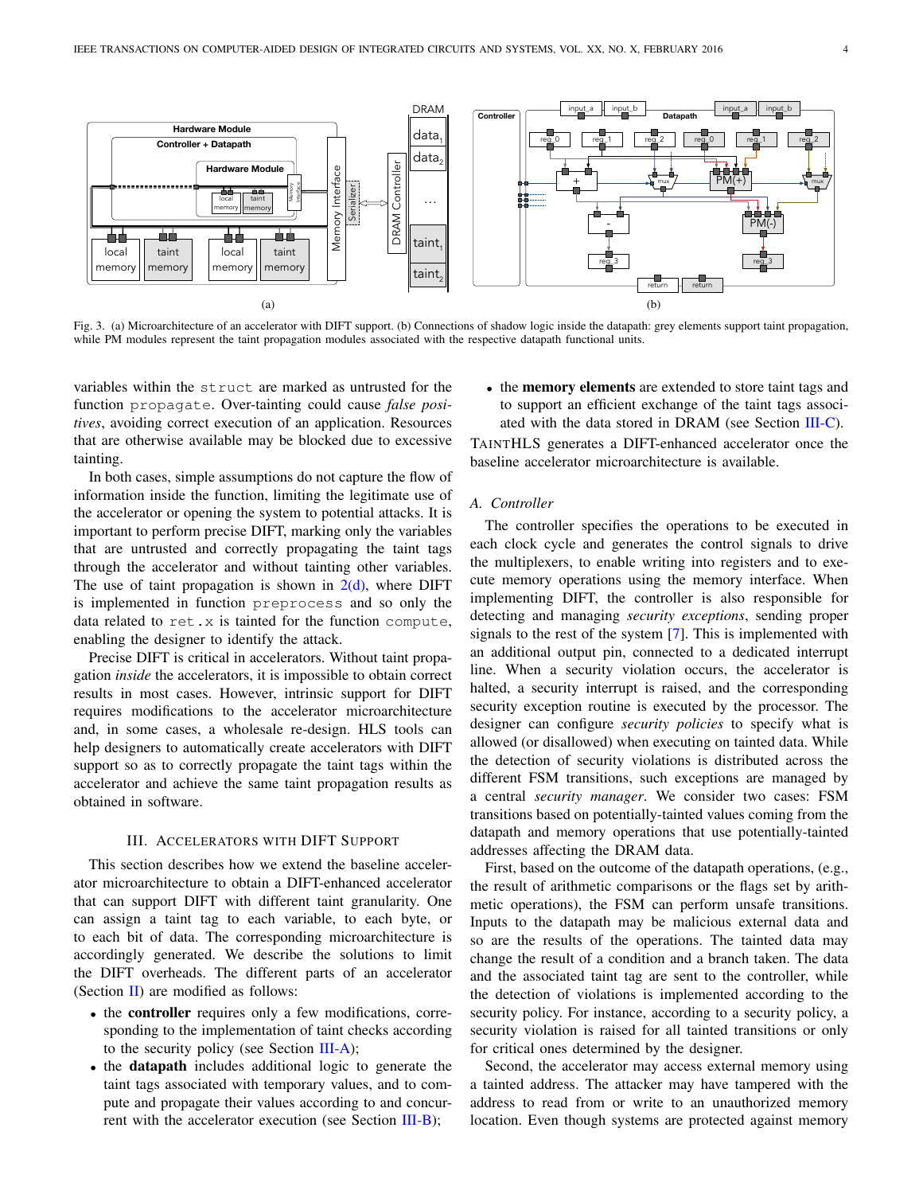Fig. 3. (a) Microarchitecture of an accelerator with DIFT support. (b) Connections of shadow logic inside the datapath: grey elements support taint propagation, while PM modules represent the taint propagation modules associated with the respective datapath functional units.

variables within the `struct` are marked as untrusted for the function `propagate`. Over-tainting could cause *false positives*, avoiding correct execution of an application. Resources that are otherwise available may be blocked due to excessive tainting.

In both cases, simple assumptions do not capture the flow of information inside the function, limiting the legitimate use of the accelerator or opening the system to potential attacks. It is important to perform precise DIFT, marking only the variables that are untrusted and correctly propagating the taint tags through the accelerator and without tainting other variables. The use of taint propagation is shown in 2(d), where DIFT is implemented in function `preprocess` and so only the data related to `ret.x` is tainted for the function `compute`, enabling the designer to identify the attack.

Precise DIFT is critical in accelerators. Without taint propagation *inside* the accelerators, it is impossible to obtain correct results in most cases. However, intrinsic support for DIFT requires modifications to the accelerator microarchitecture and, in some cases, a wholesale re-design. HLS tools can help designers to automatically create accelerators with DIFT support so as to correctly propagate the taint tags within the accelerator and achieve the same taint propagation results as obtained in software.

## III. Accelerators with DIFT Support

This section describes how we extend the baseline accelerator microarchitecture to obtain a DIFT-enhanced accelerator that can support DIFT with different taint granularity. One can assign a taint tag to each variable, to each byte, or to each bit of data. The corresponding microarchitecture is accordingly generated. We describe the solutions to limit the DIFT overheads. The different parts of an accelerator (Section II) are modified as follows:

- the **controller** requires only a few modifications, corresponding to the implementation of taint checks according to the security policy (see Section III-A);
- the **datapath** includes additional logic to generate the taint tags associated with temporary values, and to compute and propagate their values according to and concurrent with the accelerator execution (see Section III-B);
- the **memory elements** are extended to store taint tags and to support an efficient exchange of the taint tags associated with the data stored in DRAM (see Section III-C).

TaintHLS generates a DIFT-enhanced accelerator once the baseline accelerator microarchitecture is available.

### A. Controller

The controller specifies the operations to be executed in each clock cycle and generates the control signals to drive the multiplexers, to enable writing into registers and to execute memory operations using the memory interface. When implementing DIFT, the controller is also responsible for detecting and managing *security exceptions*, sending proper signals to the rest of the system [7]. This is implemented with an additional output pin, connected to a dedicated interrupt line. When a security violation occurs, the accelerator is halted, a security interrupt is raised, and the corresponding security exception routine is executed by the processor. The designer can configure *security policies* to specify what is allowed (or disallowed) when executing on tainted data. While the detection of security violations is distributed across the different FSM transitions, such exceptions are managed by a central *security manager*. We consider two cases: FSM transitions based on potentially-tainted values coming from the datapath and memory operations that use potentially-tainted addresses affecting the DRAM data.

First, based on the outcome of the datapath operations, (e.g., the result of arithmetic comparisons or the flags set by arithmetic operations), the FSM can perform unsafe transitions. Inputs to the datapath may be malicious external data and so are the results of the operations. The tainted data may change the result of a condition and a branch taken. The data and the associated taint tag are sent to the controller, while the detection of violations is implemented according to the security policy. For instance, according to a security policy, a security violation is raised for all tainted transitions or only for critical ones determined by the designer.

Second, the accelerator may access external memory using a tainted address. The attacker may have tampered with the address to read from or write to an unauthorized memory location. Even though systems are protected against memory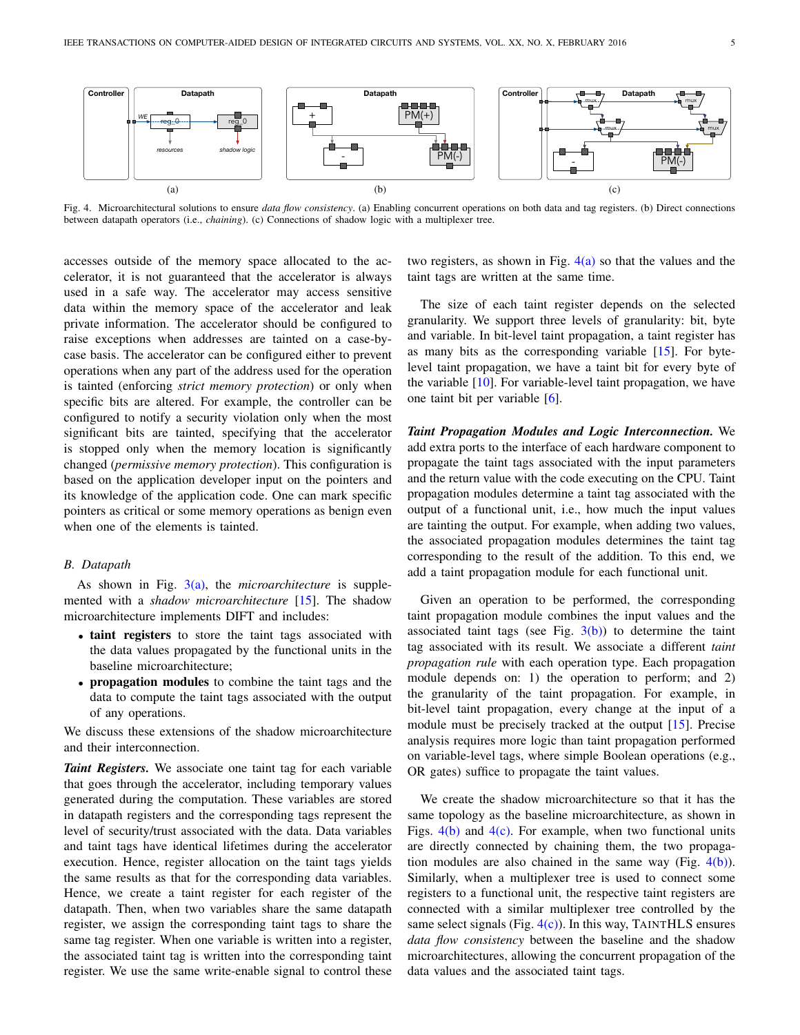Fig. 4. Microarchitectural solutions to ensure *data flow consistency*. (a) Enabling concurrent operations on both data and tag registers. (b) Direct connections between datapath operators (i.e., *chaining*). (c) Connections of shadow logic with a multiplexer tree.

accesses outside of the memory space allocated to the accelerator, it is not guaranteed that the accelerator is always used in a safe way. The accelerator may access sensitive data within the memory space of the accelerator and leak private information. The accelerator should be configured to raise exceptions when addresses are tainted on a case-by-case basis. The accelerator can be configured either to prevent operations when any part of the address used for the operation is tainted (enforcing *strict memory protection*) or only when specific bits are altered. For example, the controller can be configured to notify a security violation only when the most significant bits are tainted, specifying that the accelerator is stopped only when the memory location is significantly changed (*permissive memory protection*). This configuration is based on the application developer input on the pointers and its knowledge of the application code. One can mark specific pointers as critical or some memory operations as benign even when one of the elements is tainted.

### B. Datapath

As shown in Fig. 3(a), the *microarchitecture* is supplemented with a *shadow microarchitecture* [15]. The shadow microarchitecture implements DIFT and includes:

- **taint registers** to store the taint tags associated with the data values propagated by the functional units in the baseline microarchitecture;
- **propagation modules** to combine the taint tags and the data to compute the taint tags associated with the output of any operations.

We discuss these extensions of the shadow microarchitecture and their interconnection.

***Taint Registers.*** We associate one taint tag for each variable that goes through the accelerator, including temporary values generated during the computation. These variables are stored in datapath registers and the corresponding tags represent the level of security/trust associated with the data. Data variables and taint tags have identical lifetimes during the accelerator execution. Hence, register allocation on the taint tags yields the same results as that for the corresponding data variables. Hence, we create a taint register for each register of the datapath. Then, when two variables share the same datapath register, we assign the corresponding taint tags to share the same tag register. When one variable is written into a register, the associated taint tag is written into the corresponding taint register. We use the same write-enable signal to control these two registers, as shown in Fig. 4(a) so that the values and the taint tags are written at the same time.

The size of each taint register depends on the selected granularity. We support three levels of granularity: bit, byte and variable. In bit-level taint propagation, a taint register has as many bits as the corresponding variable [15]. For byte-level taint propagation, we have a taint bit for every byte of the variable [10]. For variable-level taint propagation, we have one taint bit per variable [6].

***Taint Propagation Modules and Logic Interconnection.*** We add extra ports to the interface of each hardware component to propagate the taint tags associated with the input parameters and the return value with the code executing on the CPU. Taint propagation modules determine a taint tag associated with the output of a functional unit, i.e., how much the input values are tainting the output. For example, when adding two values, the associated propagation modules determines the taint tag corresponding to the result of the addition. To this end, we add a taint propagation module for each functional unit.

Given an operation to be performed, the corresponding taint propagation module combines the input values and the associated taint tags (see Fig. 3(b)) to determine the taint tag associated with its result. We associate a different *taint propagation rule* with each operation type. Each propagation module depends on: 1) the operation to perform; and 2) the granularity of the taint propagation. For example, in bit-level taint propagation, every change at the input of a module must be precisely tracked at the output [15]. Precise analysis requires more logic than taint propagation performed on variable-level tags, where simple Boolean operations (e.g., OR gates) suffice to propagate the taint values.

We create the shadow microarchitecture so that it has the same topology as the baseline microarchitecture, as shown in Figs. 4(b) and 4(c). For example, when two functional units are directly connected by chaining them, the two propagation modules are also chained in the same way (Fig. 4(b)). Similarly, when a multiplexer tree is used to connect some registers to a functional unit, the respective taint registers are connected with a similar multiplexer tree controlled by the same select signals (Fig. 4(c)). In this way, TAINTHLS ensures *data flow consistency* between the baseline and the shadow microarchitectures, allowing the concurrent propagation of the data values and the associated taint tags.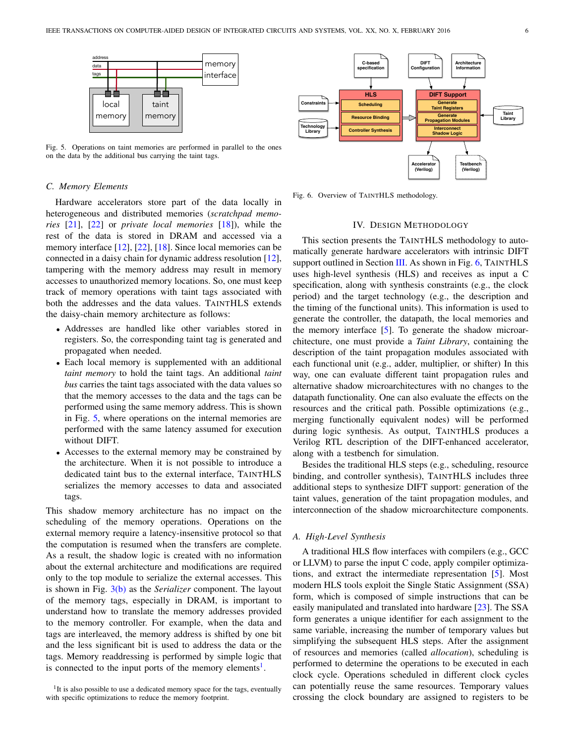Fig. 5. Operations on taint memories are performed in parallel to the ones on the data by the additional bus carrying the taint tags.

### C. Memory Elements

Hardware accelerators store part of the data locally in heterogeneous and distributed memories (*scratchpad memories* [21], [22] or *private local memories* [18]), while the rest of the data is stored in DRAM and accessed via a memory interface [12], [22], [18]. Since local memories can be connected in a daisy chain for dynamic address resolution [12], tampering with the memory address may result in memory accesses to unauthorized memory locations. So, one must keep track of memory operations with taint tags associated with both the addresses and the data values. TAINTHLS extends the daisy-chain memory architecture as follows:

- Addresses are handled like other variables stored in registers. So, the corresponding taint tag is generated and propagated when needed.
- Each local memory is supplemented with an additional *taint memory* to hold the taint tags. An additional *taint bus* carries the taint tags associated with the data values so that the memory accesses to the data and the tags can be performed using the same memory address. This is shown in Fig. 5, where operations on the internal memories are performed with the same latency assumed for execution without DIFT.
- Accesses to the external memory may be constrained by the architecture. When it is not possible to introduce a dedicated taint bus to the external interface, TAINTHLS serializes the memory accesses to data and associated tags.

This shadow memory architecture has no impact on the scheduling of the memory operations. Operations on the external memory require a latency-insensitive protocol so that the computation is resumed when the transfers are complete. As a result, the shadow logic is created with no information about the external architecture and modifications are required only to the top module to serialize the external accesses. This is shown in Fig. 3(b) as the *Serializer* component. The layout of the memory tags, especially in DRAM, is important to understand how to translate the memory addresses provided to the memory controller. For example, when the data and tags are interleaved, the memory address is shifted by one bit and the less significant bit is used to address the data or the tags. Memory readdressing is performed by simple logic that is connected to the input ports of the memory elements[1].

[1]It is also possible to use a dedicated memory space for the tags, eventually with specific optimizations to reduce the memory footprint.

Fig. 6. Overview of TAINTHLS methodology.

## IV. Design Methodology

This section presents the TAINTHLS methodology to automatically generate hardware accelerators with intrinsic DIFT support outlined in Section III. As shown in Fig. 6, TAINTHLS uses high-level synthesis (HLS) and receives as input a C specification, along with synthesis constraints (e.g., the clock period) and the target technology (e.g., the description and the timing of the functional units). This information is used to generate the controller, the datapath, the local memories and the memory interface [5]. To generate the shadow microarchitecture, one must provide a *Taint Library*, containing the description of the taint propagation modules associated with each functional unit (e.g., adder, multiplier, or shifter) In this way, one can evaluate different taint propagation rules and alternative shadow microarchitectures with no changes to the datapath functionality. One can also evaluate the effects on the resources and the critical path. Possible optimizations (e.g., merging functionally equivalent nodes) will be performed during logic synthesis. As output, TAINTHLS produces a Verilog RTL description of the DIFT-enhanced accelerator, along with a testbench for simulation.

Besides the traditional HLS steps (e.g., scheduling, resource binding, and controller synthesis), TAINTHLS includes three additional steps to synthesize DIFT support: generation of the taint values, generation of the taint propagation modules, and interconnection of the shadow microarchitecture components.

### A. High-Level Synthesis

A traditional HLS flow interfaces with compilers (e.g., GCC or LLVM) to parse the input C code, apply compiler optimizations, and extract the intermediate representation [5]. Most modern HLS tools exploit the Single Static Assignment (SSA) form, which is composed of simple instructions that can be easily manipulated and translated into hardware [23]. The SSA form generates a unique identifier for each assignment to the same variable, increasing the number of temporary values but simplifying the subsequent HLS steps. After the assignment of resources and memories (called *allocation*), scheduling is performed to determine the operations to be executed in each clock cycle. Operations scheduled in different clock cycles can potentially reuse the same resources. Temporary values crossing the clock boundary are assigned to registers to be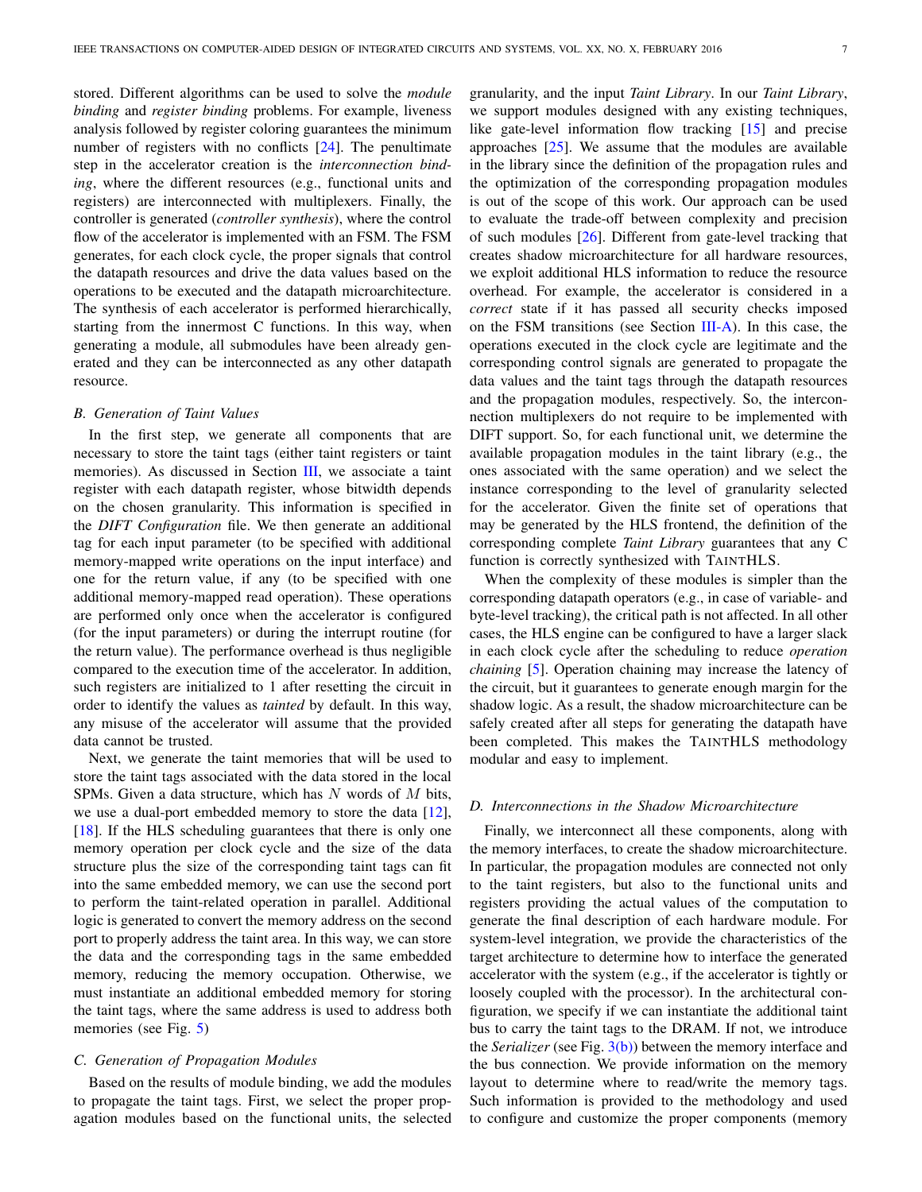stored. Different algorithms can be used to solve the *module binding* and *register binding* problems. For example, liveness analysis followed by register coloring guarantees the minimum number of registers with no conflicts [24]. The penultimate step in the accelerator creation is the *interconnection binding*, where the different resources (e.g., functional units and registers) are interconnected with multiplexers. Finally, the controller is generated (*controller synthesis*), where the control flow of the accelerator is implemented with an FSM. The FSM generates, for each clock cycle, the proper signals that control the datapath resources and drive the data values based on the operations to be executed and the datapath microarchitecture. The synthesis of each accelerator is performed hierarchically, starting from the innermost C functions. In this way, when generating a module, all submodules have been already generated and they can be interconnected as any other datapath resource.

### B. Generation of Taint Values

In the first step, we generate all components that are necessary to store the taint tags (either taint registers or taint memories). As discussed in Section III, we associate a taint register with each datapath register, whose bitwidth depends on the chosen granularity. This information is specified in the *DIFT Configuration* file. We then generate an additional tag for each input parameter (to be specified with additional memory-mapped write operations on the input interface) and one for the return value, if any (to be specified with one additional memory-mapped read operation). These operations are performed only once when the accelerator is configured (for the input parameters) or during the interrupt routine (for the return value). The performance overhead is thus negligible compared to the execution time of the accelerator. In addition, such registers are initialized to 1 after resetting the circuit in order to identify the values as *tainted* by default. In this way, any misuse of the accelerator will assume that the provided data cannot be trusted.

Next, we generate the taint memories that will be used to store the taint tags associated with the data stored in the local SPMs. Given a data structure, which has $N$ words of $M$ bits, we use a dual-port embedded memory to store the data [12], [18]. If the HLS scheduling guarantees that there is only one memory operation per clock cycle and the size of the data structure plus the size of the corresponding taint tags can fit into the same embedded memory, we can use the second port to perform the taint-related operation in parallel. Additional logic is generated to convert the memory address on the second port to properly address the taint area. In this way, we can store the data and the corresponding tags in the same embedded memory, reducing the memory occupation. Otherwise, we must instantiate an additional embedded memory for storing the taint tags, where the same address is used to address both memories (see Fig. 5)

### C. Generation of Propagation Modules

Based on the results of module binding, we add the modules to propagate the taint tags. First, we select the proper propagation modules based on the functional units, the selected granularity, and the input *Taint Library*. In our *Taint Library*, we support modules designed with any existing techniques, like gate-level information flow tracking [15] and precise approaches [25]. We assume that the modules are available in the library since the definition of the propagation rules and the optimization of the corresponding propagation modules is out of the scope of this work. Our approach can be used to evaluate the trade-off between complexity and precision of such modules [26]. Different from gate-level tracking that creates shadow microarchitecture for all hardware resources, we exploit additional HLS information to reduce the resource overhead. For example, the accelerator is considered in a *correct* state if it has passed all security checks imposed on the FSM transitions (see Section III-A). In this case, the operations executed in the clock cycle are legitimate and the corresponding control signals are generated to propagate the data values and the taint tags through the datapath resources and the propagation modules, respectively. So, the interconnection multiplexers do not require to be implemented with DIFT support. So, for each functional unit, we determine the available propagation modules in the taint library (e.g., the ones associated with the same operation) and we select the instance corresponding to the level of granularity selected for the accelerator. Given the finite set of operations that may be generated by the HLS frontend, the definition of the corresponding complete *Taint Library* guarantees that any C function is correctly synthesized with TAINTHLS.

When the complexity of these modules is simpler than the corresponding datapath operators (e.g., in case of variable- and byte-level tracking), the critical path is not affected. In all other cases, the HLS engine can be configured to have a larger slack in each clock cycle after the scheduling to reduce *operation chaining* [5]. Operation chaining may increase the latency of the circuit, but it guarantees to generate enough margin for the shadow logic. As a result, the shadow microarchitecture can be safely created after all steps for generating the datapath have been completed. This makes the TAINTHLS methodology modular and easy to implement.

### D. Interconnections in the Shadow Microarchitecture

Finally, we interconnect all these components, along with the memory interfaces, to create the shadow microarchitecture. In particular, the propagation modules are connected not only to the taint registers, but also to the functional units and registers providing the actual values of the computation to generate the final description of each hardware module. For system-level integration, we provide the characteristics of the target architecture to determine how to interface the generated accelerator with the system (e.g., if the accelerator is tightly or loosely coupled with the processor). In the architectural configuration, we specify if we can instantiate the additional taint bus to carry the taint tags to the DRAM. If not, we introduce the *Serializer* (see Fig. 3(b)) between the memory interface and the bus connection. We provide information on the memory layout to determine where to read/write the memory tags. Such information is provided to the methodology and used to configure and customize the proper components (memory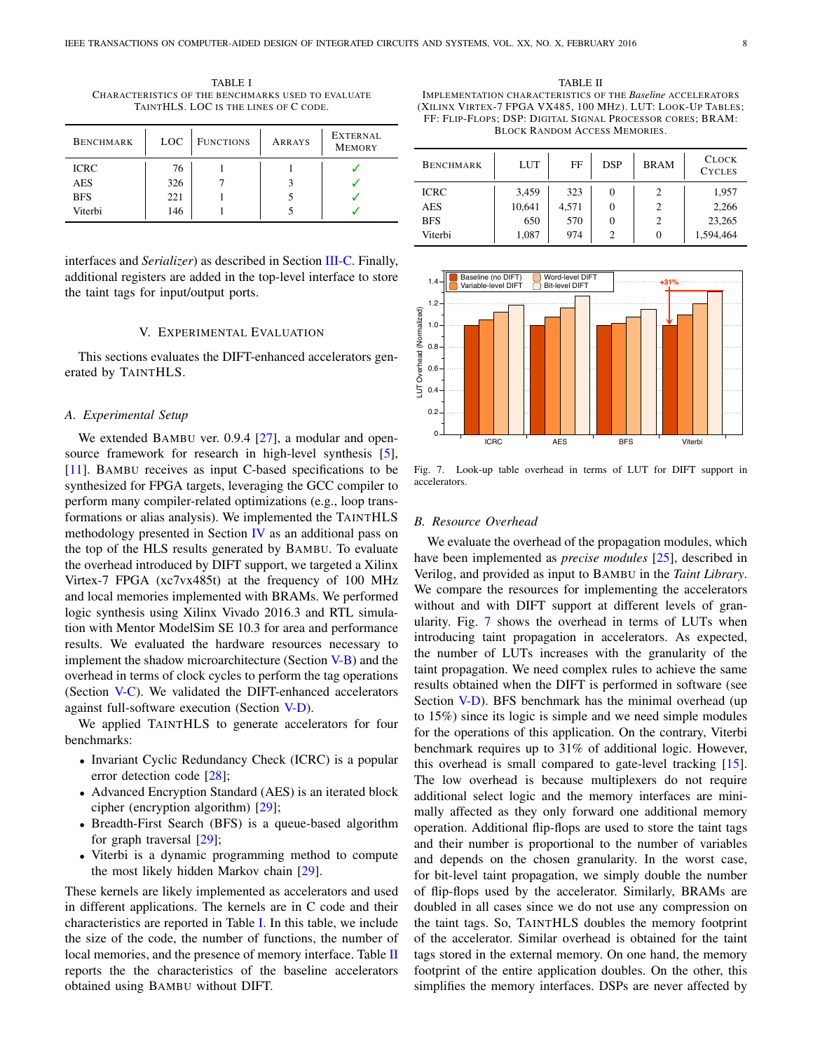TABLE I
CHARACTERISTICS OF THE BENCHMARKS USED TO EVALUATE TAINTHLS. LOC IS THE LINES OF C CODE.

| BENCHMARK | LOC | FUNCTIONS | ARRAYS | EXTERNAL MEMORY |
|---|---|---|---|---|
| ICRC | 76 | 1 | 1 | ✓ |
| AES | 326 | 7 | 3 | ✓ |
| BFS | 221 | 1 | 5 | ✓ |
| Viterbi | 146 | 1 | 5 | ✓ |

interfaces and *Serializer*) as described in Section III-C. Finally, additional registers are added in the top-level interface to store the taint tags for input/output ports.

## V. EXPERIMENTAL EVALUATION

This sections evaluates the DIFT-enhanced accelerators generated by TAINTHLS.

### A. Experimental Setup

We extended BAMBU ver. 0.9.4 [27], a modular and open-source framework for research in high-level synthesis [5], [11]. BAMBU receives as input C-based specifications to be synthesized for FPGA targets, leveraging the GCC compiler to perform many compiler-related optimizations (e.g., loop transformations or alias analysis). We implemented the TAINTHLS methodology presented in Section IV as an additional pass on the top of the HLS results generated by BAMBU. To evaluate the overhead introduced by DIFT support, we targeted a Xilinx Virtex-7 FPGA (xc7vx485t) at the frequency of 100 MHz and local memories implemented with BRAMs. We performed logic synthesis using Xilinx Vivado 2016.3 and RTL simulation with Mentor ModelSim SE 10.3 for area and performance results. We evaluated the hardware resources necessary to implement the shadow microarchitecture (Section V-B) and the overhead in terms of clock cycles to perform the tag operations (Section V-C). We validated the DIFT-enhanced accelerators against full-software execution (Section V-D).

We applied TAINTHLS to generate accelerators for four benchmarks:

- Invariant Cyclic Redundancy Check (ICRC) is a popular error detection code [28];
- Advanced Encryption Standard (AES) is an iterated block cipher (encryption algorithm) [29];
- Breadth-First Search (BFS) is a queue-based algorithm for graph traversal [29];
- Viterbi is a dynamic programming method to compute the most likely hidden Markov chain [29].

These kernels are likely implemented as accelerators and used in different applications. The kernels are in C code and their characteristics are reported in Table I. In this table, we include the size of the code, the number of functions, the number of local memories, and the presence of memory interface. Table II reports the the characteristics of the baseline accelerators obtained using BAMBU without DIFT.

TABLE II
IMPLEMENTATION CHARACTERISTICS OF THE *Baseline* ACCELERATORS (XILINX VIRTEX-7 FPGA VX485, 100 MHZ). LUT: LOOK-UP TABLES; FF: FLIP-FLOPS; DSP: DIGITAL SIGNAL PROCESSOR CORES; BRAM: BLOCK RANDOM ACCESS MEMORIES.

| BENCHMARK | LUT | FF | DSP | BRAM | CLOCK CYCLES |
|---|---|---|---|---|---|
| ICRC | 3,459 | 323 | 0 | 2 | 1,957 |
| AES | 10,641 | 4,571 | 0 | 2 | 2,266 |
| BFS | 650 | 570 | 0 | 2 | 23,265 |
| Viterbi | 1,087 | 974 | 2 | 0 | 1,594,464 |

Fig. 7. Look-up table overhead in terms of LUT for DIFT support in accelerators.

### B. Resource Overhead

We evaluate the overhead of the propagation modules, which have been implemented as *precise modules* [25], described in Verilog, and provided as input to BAMBU in the *Taint Library*. We compare the resources for implementing the accelerators without and with DIFT support at different levels of granularity. Fig. 7 shows the overhead in terms of LUTs when introducing taint propagation in accelerators. As expected, the number of LUTs increases with the granularity of the taint propagation. We need complex rules to achieve the same results obtained when the DIFT is performed in software (see Section V-D). BFS benchmark has the minimal overhead (up to 15%) since its logic is simple and we need simple modules for the operations of this application. On the contrary, Viterbi benchmark requires up to 31% of additional logic. However, this overhead is small compared to gate-level tracking [15]. The low overhead is because multiplexers do not require additional select logic and the memory interfaces are minimally affected as they only forward one additional memory operation. Additional flip-flops are used to store the taint tags and their number is proportional to the number of variables and depends on the chosen granularity. In the worst case, for bit-level taint propagation, we simply double the number of flip-flops used by the accelerator. Similarly, BRAMs are doubled in all cases since we do not use any compression on the taint tags. So, TAINTHLS doubles the memory footprint of the accelerator. Similar overhead is obtained for the taint tags stored in the external memory. On one hand, the memory footprint of the entire application doubles. On the other, this simplifies the memory interfaces. DSPs are never affected by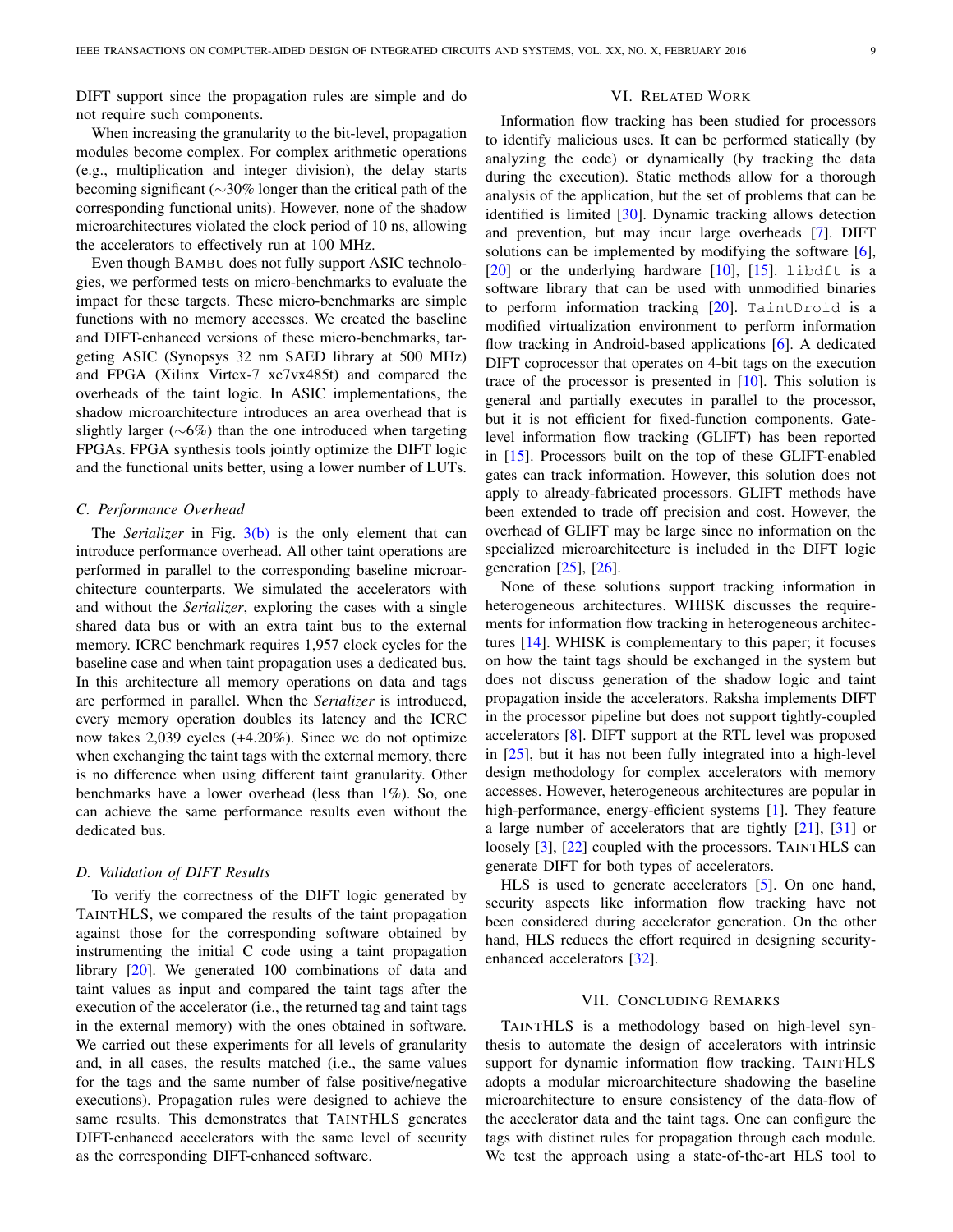DIFT support since the propagation rules are simple and do not require such components.

When increasing the granularity to the bit-level, propagation modules become complex. For complex arithmetic operations (e.g., multiplication and integer division), the delay starts becoming significant (∼30% longer than the critical path of the corresponding functional units). However, none of the shadow microarchitectures violated the clock period of 10 ns, allowing the accelerators to effectively run at 100 MHz.

Even though BAMBU does not fully support ASIC technologies, we performed tests on micro-benchmarks to evaluate the impact for these targets. These micro-benchmarks are simple functions with no memory accesses. We created the baseline and DIFT-enhanced versions of these micro-benchmarks, targeting ASIC (Synopsys 32 nm SAED library at 500 MHz) and FPGA (Xilinx Virtex-7 xc7vx485t) and compared the overheads of the taint logic. In ASIC implementations, the shadow microarchitecture introduces an area overhead that is slightly larger (∼6%) than the one introduced when targeting FPGAs. FPGA synthesis tools jointly optimize the DIFT logic and the functional units better, using a lower number of LUTs.

### C. Performance Overhead

The *Serializer* in Fig. 3(b) is the only element that can introduce performance overhead. All other taint operations are performed in parallel to the corresponding baseline microarchitecture counterparts. We simulated the accelerators with and without the *Serializer*, exploring the cases with a single shared data bus or with an extra taint bus to the external memory. ICRC benchmark requires 1,957 clock cycles for the baseline case and when taint propagation uses a dedicated bus. In this architecture all memory operations on data and tags are performed in parallel. When the *Serializer* is introduced, every memory operation doubles its latency and the ICRC now takes 2,039 cycles (+4.20%). Since we do not optimize when exchanging the taint tags with the external memory, there is no difference when using different taint granularity. Other benchmarks have a lower overhead (less than 1%). So, one can achieve the same performance results even without the dedicated bus.

### D. Validation of DIFT Results

To verify the correctness of the DIFT logic generated by TAINTHLS, we compared the results of the taint propagation against those for the corresponding software obtained by instrumenting the initial C code using a taint propagation library [20]. We generated 100 combinations of data and taint values as input and compared the taint tags after the execution of the accelerator (i.e., the returned tag and taint tags in the external memory) with the ones obtained in software. We carried out these experiments for all levels of granularity and, in all cases, the results matched (i.e., the same values for the tags and the same number of false positive/negative executions). Propagation rules were designed to achieve the same results. This demonstrates that TAINTHLS generates DIFT-enhanced accelerators with the same level of security as the corresponding DIFT-enhanced software.

## VI. Related Work

Information flow tracking has been studied for processors to identify malicious uses. It can be performed statically (by analyzing the code) or dynamically (by tracking the data during the execution). Static methods allow for a thorough analysis of the application, but the set of problems that can be identified is limited [30]. Dynamic tracking allows detection and prevention, but may incur large overheads [7]. DIFT solutions can be implemented by modifying the software [6], [20] or the underlying hardware [10], [15]. `libdft` is a software library that can be used with unmodified binaries to perform information tracking [20]. `TaintDroid` is a modified virtualization environment to perform information flow tracking in Android-based applications [6]. A dedicated DIFT coprocessor that operates on 4-bit tags on the execution trace of the processor is presented in [10]. This solution is general and partially executes in parallel to the processor, but it is not efficient for fixed-function accelerators. Gate-level information flow tracking (GLIFT) has been reported in [15]. Processors built on the top of these GLIFT-enabled gates can track information. However, this solution does not apply to already-fabricated processors. GLIFT methods have been extended to trade off precision and cost. However, the overhead of GLIFT may be large since no information on the specialized microarchitecture is included in the DIFT logic generation [25], [26].

None of these solutions support tracking information in heterogeneous architectures. WHISK discusses the requirements for information flow tracking in heterogeneous architectures [14]. WHISK is complementary to this paper; it focuses on how the taint tags should be exchanged in the system but does not discuss generation of the shadow logic and taint propagation inside the accelerators. Raksha implements DIFT in the processor pipeline but does not support tightly-coupled accelerators [8]. DIFT support at the RTL level was proposed in [25], but it has not been fully integrated into a high-level design methodology for complex accelerators with memory accesses. However, heterogeneous architectures are popular in high-performance, energy-efficient systems [1]. They feature a large number of accelerators that are tightly [21], [31] or loosely [3], [22] coupled with the processors. TAINTHLS can generate DIFT for both types of accelerators.

HLS is used to generate accelerators [5]. On one hand, security aspects like information flow tracking have not been considered during accelerator generation. On the other hand, HLS reduces the effort required in designing security-enhanced accelerators [32].

## VII. Concluding Remarks

TAINTHLS is a methodology based on high-level synthesis to automate the design of accelerators with intrinsic support for dynamic information flow tracking. TAINTHLS adopts a modular microarchitecture shadowing the baseline microarchitecture to ensure consistency of the data-flow of the accelerator data and the taint tags. One can configure the tags with distinct rules for propagation through each module. We test the approach using a state-of-the-art HLS tool to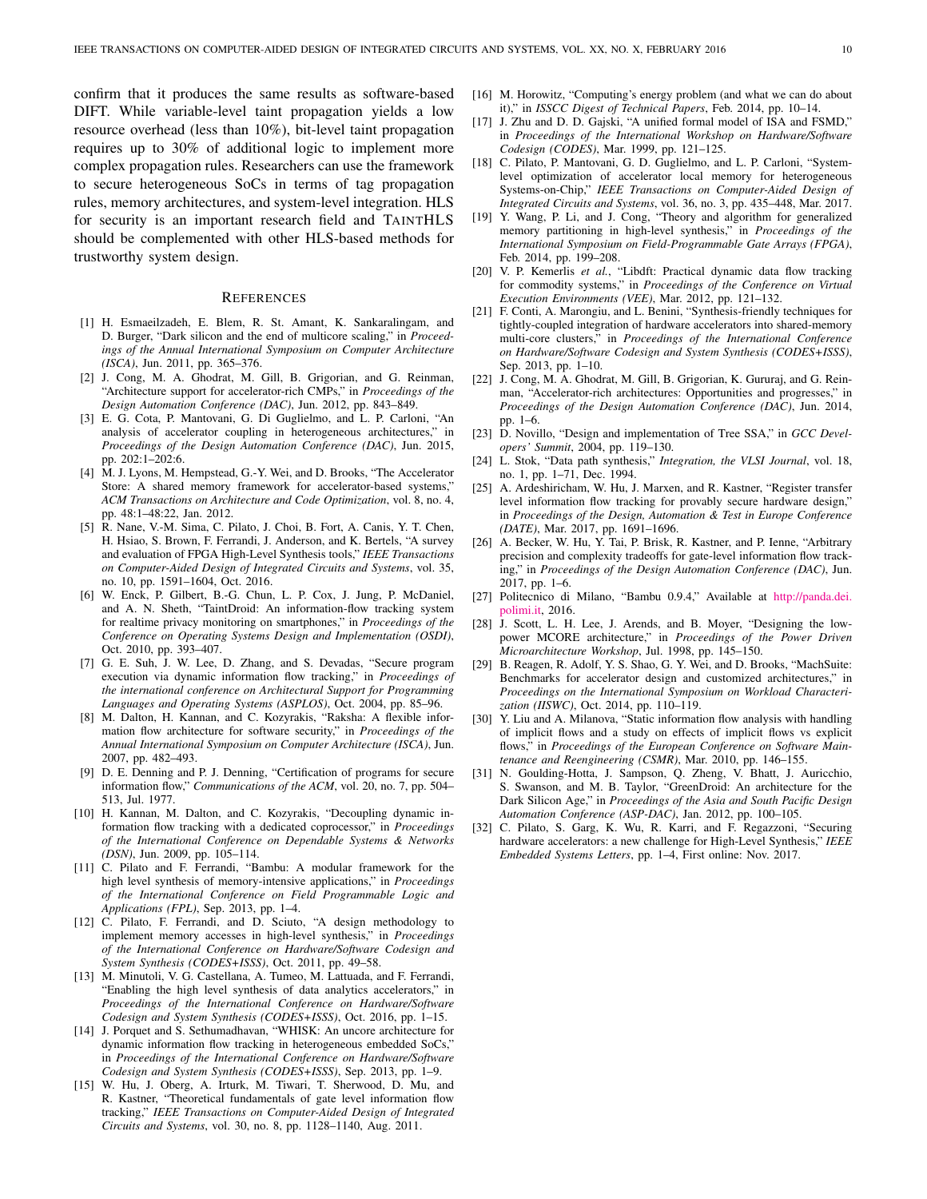confirm that it produces the same results as software-based DIFT. While variable-level taint propagation yields a low resource overhead (less than 10%), bit-level taint propagation requires up to 30% of additional logic to implement more complex propagation rules. Researchers can use the framework to secure heterogeneous SoCs in terms of tag propagation rules, memory architectures, and system-level integration. HLS for security is an important research field and TAINTHLS should be complemented with other HLS-based methods for trustworthy system design.

## References

[1] H. Esmaeilzadeh, E. Blem, R. St. Amant, K. Sankaralingam, and D. Burger, "Dark silicon and the end of multicore scaling," in *Proceedings of the Annual International Symposium on Computer Architecture (ISCA)*, Jun. 2011, pp. 365–376.

[2] J. Cong, M. A. Ghodrat, M. Gill, B. Grigorian, and G. Reinman, "Architecture support for accelerator-rich CMPs," in *Proceedings of the Design Automation Conference (DAC)*, Jun. 2012, pp. 843–849.

[3] E. G. Cota, P. Mantovani, G. Di Guglielmo, and L. P. Carloni, "An analysis of accelerator coupling in heterogeneous architectures," in *Proceedings of the Design Automation Conference (DAC)*, Jun. 2015, pp. 202:1–202:6.

[4] M. J. Lyons, M. Hempstead, G.-Y. Wei, and D. Brooks, "The Accelerator Store: A shared memory framework for accelerator-based systems," *ACM Transactions on Architecture and Code Optimization*, vol. 8, no. 4, pp. 48:1–48:22, Jan. 2012.

[5] R. Nane, V.-M. Sima, C. Pilato, J. Choi, B. Fort, A. Canis, Y. T. Chen, H. Hsiao, S. Brown, F. Ferrandi, J. Anderson, and K. Bertels, "A survey and evaluation of FPGA High-Level Synthesis tools," *IEEE Transactions on Computer-Aided Design of Integrated Circuits and Systems*, vol. 35, no. 10, pp. 1591–1604, Oct. 2016.

[6] W. Enck, P. Gilbert, B.-G. Chun, L. P. Cox, J. Jung, P. McDaniel, and A. N. Sheth, "TaintDroid: An information-flow tracking system for realtime privacy monitoring on smartphones," in *Proceedings of the Conference on Operating Systems Design and Implementation (OSDI)*, Oct. 2010, pp. 393–407.

[7] G. E. Suh, J. W. Lee, D. Zhang, and S. Devadas, "Secure program execution via dynamic information flow tracking," in *Proceedings of the international conference on Architectural Support for Programming Languages and Operating Systems (ASPLOS)*, Oct. 2004, pp. 85–96.

[8] M. Dalton, H. Kannan, and C. Kozyrakis, "Raksha: A flexible information flow architecture for software security," in *Proceedings of the Annual International Symposium on Computer Architecture (ISCA)*, Jun. 2007, pp. 482–493.

[9] D. E. Denning and P. J. Denning, "Certification of programs for secure information flow," *Communications of the ACM*, vol. 20, no. 7, pp. 504–513, Jul. 1977.

[10] H. Kannan, M. Dalton, and C. Kozyrakis, "Decoupling dynamic information flow tracking with a dedicated coprocessor," in *Proceedings of the International Conference on Dependable Systems & Networks (DSN)*, Jun. 2009, pp. 105–114.

[11] C. Pilato and F. Ferrandi, "Bambu: A modular framework for the high level synthesis of memory-intensive applications," in *Proceedings of the International Conference on Field Programmable Logic and Applications (FPL)*, Sep. 2013, pp. 1–4.

[12] C. Pilato, F. Ferrandi, and D. Sciuto, "A design methodology to implement memory accesses in high-level synthesis," in *Proceedings of the International Conference on Hardware/Software Codesign and System Synthesis (CODES+ISSS)*, Oct. 2011, pp. 49–58.

[13] M. Minutoli, V. G. Castellana, A. Tumeo, M. Lattuada, and F. Ferrandi, "Enabling the high level synthesis of data analytics accelerators," in *Proceedings of the International Conference on Hardware/Software Codesign and System Synthesis (CODES+ISSS)*, Oct. 2016, pp. 1–15.

[14] J. Porquet and S. Sethumadhavan, "WHISK: An uncore architecture for dynamic information flow tracking in heterogeneous embedded SoCs," in *Proceedings of the International Conference on Hardware/Software Codesign and System Synthesis (CODES+ISSS)*, Sep. 2013, pp. 1–9.

[15] W. Hu, J. Oberg, A. Irturk, M. Tiwari, T. Sherwood, D. Mu, and R. Kastner, "Theoretical fundamentals of gate level information flow tracking," *IEEE Transactions on Computer-Aided Design of Integrated Circuits and Systems*, vol. 30, no. 8, pp. 1128–1140, Aug. 2011.

[16] M. Horowitz, "Computing's energy problem (and what we can do about it)," in *ISSCC Digest of Technical Papers*, Feb. 2014, pp. 10–14.

[17] J. Zhu and D. D. Gajski, "A unified formal model of ISA and FSMD," in *Proceedings of the International Workshop on Hardware/Software Codesign (CODES)*, Mar. 1999, pp. 121–125.

[18] C. Pilato, P. Mantovani, G. D. Guglielmo, and L. P. Carloni, "System-level optimization of accelerator local memory for heterogeneous Systems-on-Chip," *IEEE Transactions on Computer-Aided Design of Integrated Circuits and Systems*, vol. 36, no. 3, pp. 435–448, Mar. 2017.

[19] Y. Wang, P. Li, and J. Cong, "Theory and algorithm for generalized memory partitioning in high-level synthesis," in *Proceedings of the International Symposium on Field-Programmable Gate Arrays (FPGA)*, Feb. 2014, pp. 199–208.

[20] V. P. Kemerlis *et al.*, "Libdft: Practical dynamic data flow tracking for commodity systems," in *Proceedings of the Conference on Virtual Execution Environments (VEE)*, Mar. 2012, pp. 121–132.

[21] F. Conti, A. Marongiu, and L. Benini, "Synthesis-friendly techniques for tightly-coupled integration of hardware accelerators into shared-memory multi-core clusters," in *Proceedings of the International Conference on Hardware/Software Codesign and System Synthesis (CODES+ISSS)*, Sep. 2013, pp. 1–10.

[22] J. Cong, M. A. Ghodrat, M. Gill, B. Grigorian, K. Gururaj, and G. Reinman, "Accelerator-rich architectures: Opportunities and progresses," in *Proceedings of the Design Automation Conference (DAC)*, Jun. 2014, pp. 1–6.

[23] D. Novillo, "Design and implementation of Tree SSA," in *GCC Developers' Summit*, 2004, pp. 119–130.

[24] L. Stok, "Data path synthesis," *Integration, the VLSI Journal*, vol. 18, no. 1, pp. 1–71, Dec. 1994.

[25] A. Ardeshiricham, W. Hu, J. Marxen, and R. Kastner, "Register transfer level information flow tracking for provably secure hardware design," in *Proceedings of the Design, Automation & Test in Europe Conference (DATE)*, Mar. 2017, pp. 1691–1696.

[26] A. Becker, W. Hu, Y. Tai, P. Brisk, R. Kastner, and P. Ienne, "Arbitrary precision and complexity tradeoffs for gate-level information flow tracking," in *Proceedings of the Design Automation Conference (DAC)*, Jun. 2017, pp. 1–6.

[27] Politecnico di Milano, "Bambu 0.9.4," Available at http://panda.dei.polimi.it, 2016.

[28] J. Scott, L. H. Lee, J. Arends, and B. Moyer, "Designing the low-power MCORE architecture," in *Proceedings of the Power Driven Microarchitecture Workshop*, Jul. 1998, pp. 145–150.

[29] B. Reagen, R. Adolf, Y. S. Shao, G. Y. Wei, and D. Brooks, "MachSuite: Benchmarks for accelerator design and customized architectures," in *Proceedings on the International Symposium on Workload Characterization (IISWC)*, Oct. 2014, pp. 110–119.

[30] Y. Liu and A. Milanova, "Static information flow analysis with handling of implicit flows and a study on effects of implicit flows vs explicit flows," in *Proceedings of the European Conference on Software Maintenance and Reengineering (CSMR)*, Mar. 2010, pp. 146–155.

[31] N. Goulding-Hotta, J. Sampson, Q. Zheng, V. Bhatt, J. Auricchio, S. Swanson, and M. B. Taylor, "GreenDroid: An architecture for the Dark Silicon Age," in *Proceedings of the Asia and South Pacific Design Automation Conference (ASP-DAC)*, Jan. 2012, pp. 100–105.

[32] C. Pilato, S. Garg, K. Wu, R. Karri, and F. Regazzoni, "Securing hardware accelerators: a new challenge for High-Level Synthesis," *IEEE Embedded Systems Letters*, pp. 1–4, First online: Nov. 2017.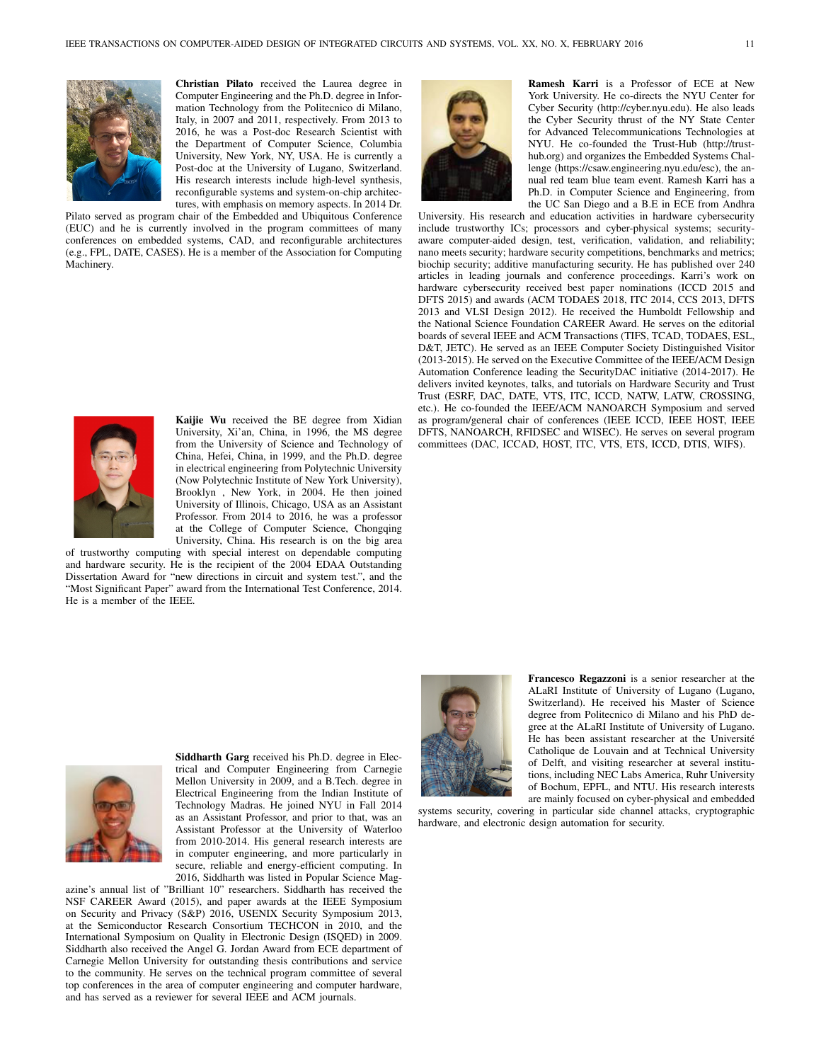**Christian Pilato** received the Laurea degree in Computer Engineering and the Ph.D. degree in Information Technology from the Politecnico di Milano, Italy, in 2007 and 2011, respectively. From 2013 to 2016, he was a Post-doc Research Scientist with the Department of Computer Science, Columbia University, New York, NY, USA. He is currently a Post-doc at the University of Lugano, Switzerland. His research interests include high-level synthesis, reconfigurable systems and system-on-chip architectures, with emphasis on memory aspects. In 2014 Dr. Pilato served as program chair of the Embedded and Ubiquitous Conference (EUC) and he is currently involved in the program committees of many conferences on embedded systems, CAD, and reconfigurable architectures (e.g., FPL, DATE, CASES). He is a member of the Association for Computing Machinery.

**Kaijie Wu** received the BE degree from Xidian University, Xi'an, China, in 1996, the MS degree from the University of Science and Technology of China, Hefei, China, in 1999, and the Ph.D. degree in electrical engineering from Polytechnic University (Now Polytechnic Institute of New York University), Brooklyn , New York, in 2004. He then joined University of Illinois, Chicago, USA as an Assistant Professor. From 2014 to 2016, he was a professor at the College of Computer Science, Chongqing University, China. His research is on the big area of trustworthy computing with special interest on dependable computing and hardware security. He is the recipient of the 2004 EDAA Outstanding Dissertation Award for "new directions in circuit and system test.", and the "Most Significant Paper" award from the International Test Conference, 2014. He is a member of the IEEE.

**Siddharth Garg** received his Ph.D. degree in Electrical and Computer Engineering from Carnegie Mellon University in 2009, and a B.Tech. degree in Electrical Engineering from the Indian Institute of Technology Madras. He joined NYU in Fall 2014 as an Assistant Professor, and prior to that, was an Assistant Professor at the University of Waterloo from 2010-2014. His general research interests are in computer engineering, and more particularly in secure, reliable and energy-efficient computing. In 2016, Siddharth was listed in Popular Science Magazine's annual list of "Brilliant 10" researchers. Siddharth has received the NSF CAREER Award (2015), and paper awards at the IEEE Symposium on Security and Privacy (S&P) 2016, USENIX Security Symposium 2013, at the Semiconductor Research Consortium TECHCON in 2010, and the International Symposium on Quality in Electronic Design (ISQED) in 2009. Siddharth also received the Angel G. Jordan Award from ECE department of Carnegie Mellon University for outstanding thesis contributions and service to the community. He serves on the technical program committee of several top conferences in the area of computer engineering and computer hardware, and has served as a reviewer for several IEEE and ACM journals.

**Ramesh Karri** is a Professor of ECE at New York University. He co-directs the NYU Center for Cyber Security (http://cyber.nyu.edu). He also leads the Cyber Security thrust of the NY State Center for Advanced Telecommunications Technologies at NYU. He co-founded the Trust-Hub (http://trust-hub.org) and organizes the Embedded Systems Challenge (https://csaw.engineering.nyu.edu/esc), the annual red team blue team event. Ramesh Karri has a Ph.D. in Computer Science and Engineering, from the UC San Diego and a B.E in ECE from Andhra University. His research and education activities in hardware cybersecurity include trustworthy ICs; processors and cyber-physical systems; security-aware computer-aided design, test, verification, validation, and reliability; nano meets security; hardware security competitions, benchmarks and metrics; biochip security; additive manufacturing security. He has published over 240 articles in leading journals and conference proceedings. Karri's work on hardware cybersecurity received best paper nominations (ICCD 2015 and DFTS 2015) and awards (ACM TODAES 2018, ITC 2014, CCS 2013, DFTS 2013 and VLSI Design 2012). He received the Humboldt Fellowship and the National Science Foundation CAREER Award. He serves on the editorial boards of several IEEE and ACM Transactions (TIFS, TCAD, TODAES, ESL, D&T, JETC). He served as an IEEE Computer Society Distinguished Visitor (2013-2015). He served on the Executive Committee of the IEEE/ACM Design Automation Conference leading the SecurityDAC initiative (2014-2017). He delivers invited keynotes, talks, and tutorials on Hardware Security and Trust (ESRF, DAC, DATE, VTS, ITC, ICCD, NATW, LATW, CROSSING, etc.). He co-founded the IEEE/ACM NANOARCH Symposium and served as program/general chair of conferences (IEEE ICCD, IEEE HOST, IEEE DFTS, NANOARCH, RFIDSEC and WISEC). He serves on several program committees (DAC, ICCAD, HOST, ITC, VTS, ETS, ICCD, DTIS, WIFS).

**Francesco Regazzoni** is a senior researcher at the ALaRI Institute of University of Lugano (Lugano, Switzerland). He received his Master of Science degree from Politecnico di Milano and his PhD degree at the ALaRI Institute of University of Lugano. He has been assistant researcher at the Université Catholique de Louvain and at Technical University of Delft, and visiting researcher at several institutions, including NEC Labs America, Ruhr University of Bochum, EPFL, and NTU. His research interests are mainly focused on cyber-physical and embedded systems security, covering in particular side channel attacks, cryptographic hardware, and electronic design automation for security.